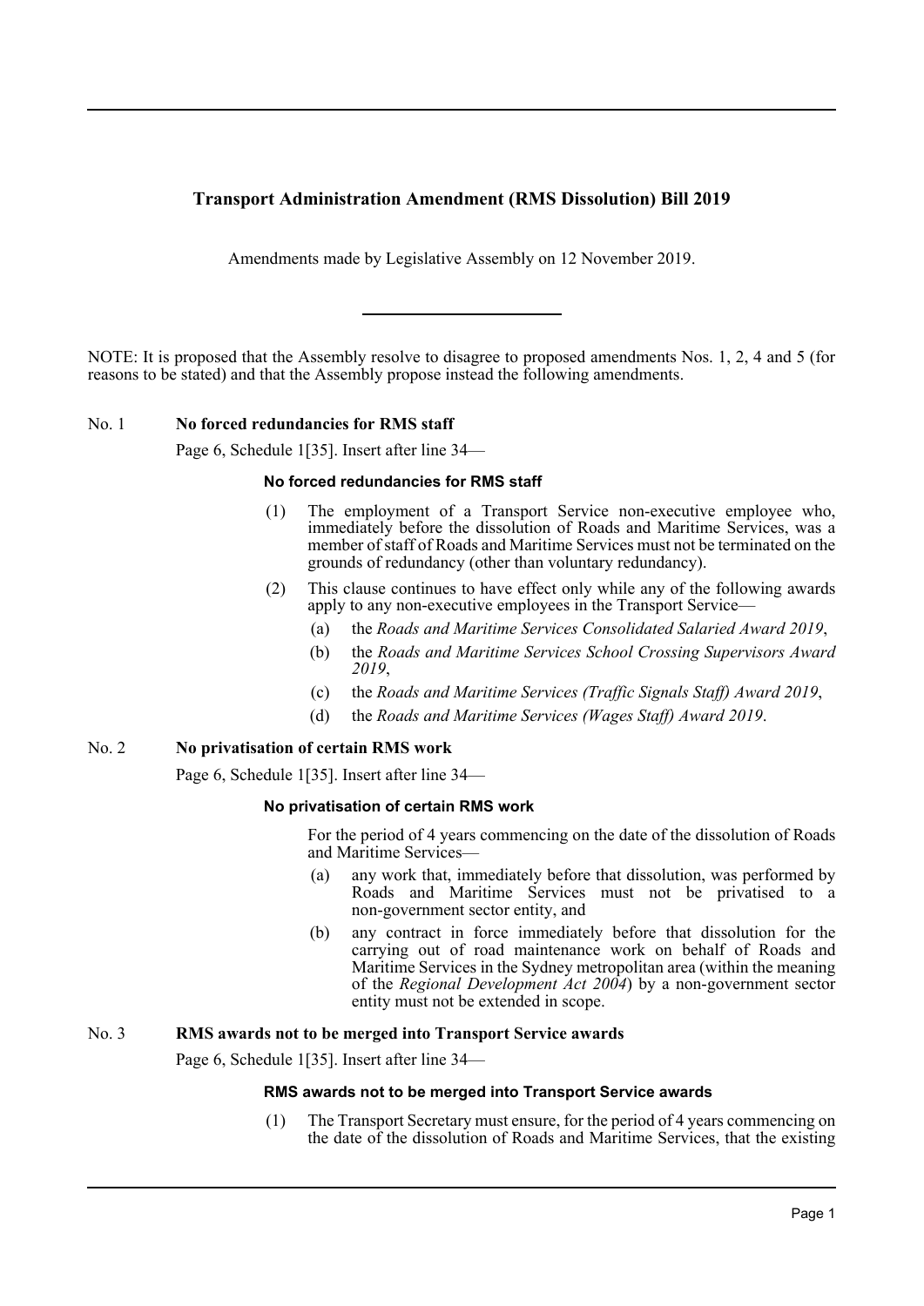# Transport Administration Amendment (RMS Dissolution) Bill 2019

Amendments made by Legislative Assembly on 12 November 2019.

---

NOTE: It is proposed that the Assembly resolve to disagree to proposed amendments Nos. 1, 2, 4 and 5 (for reasons to be stated) and that the Assembly propose instead the following amendments.

## No. 1 No forced redundancies for RMS staff

Page 6, Schedule 1[35]. Insert after line 34—

**No forced redundancies for RMS staff**

(1) The employment of a Transport Service non-executive employee who, immediately before the dissolution of Roads and Maritime Services, was a member of staff of Roads and Maritime Services must not be terminated on the grounds of redundancy (other than voluntary redundancy).

(2) This clause continues to have effect only while any of the following awards apply to any non-executive employees in the Transport Service—

- (a) the *Roads and Maritime Services Consolidated Salaried Award 2019*,
- (b) the *Roads and Maritime Services School Crossing Supervisors Award 2019*,
- (c) the *Roads and Maritime Services (Traffic Signals Staff) Award 2019*,
- (d) the *Roads and Maritime Services (Wages Staff) Award 2019*.

## No. 2 No privatisation of certain RMS work

Page 6, Schedule 1[35]. Insert after line 34—

**No privatisation of certain RMS work**

For the period of 4 years commencing on the date of the dissolution of Roads and Maritime Services—

- (a) any work that, immediately before that dissolution, was performed by Roads and Maritime Services must not be privatised to a non-government sector entity, and
- (b) any contract in force immediately before that dissolution for the carrying out of road maintenance work on behalf of Roads and Maritime Services in the Sydney metropolitan area (within the meaning of the *Regional Development Act 2004*) by a non-government sector entity must not be extended in scope.

## No. 3 RMS awards not to be merged into Transport Service awards

Page 6, Schedule 1[35]. Insert after line 34—

**RMS awards not to be merged into Transport Service awards**

(1) The Transport Secretary must ensure, for the period of 4 years commencing on the date of the dissolution of Roads and Maritime Services, that the existing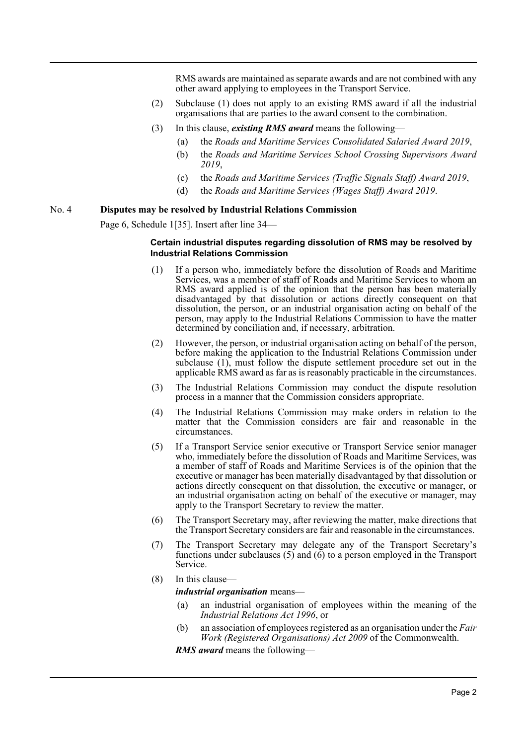RMS awards are maintained as separate awards and are not combined with any other award applying to employees in the Transport Service.

(2) Subclause (1) does not apply to an existing RMS award if all the industrial organisations that are parties to the award consent to the combination.

(3) In this clause, ***existing RMS award*** means the following—

(a) the *Roads and Maritime Services Consolidated Salaried Award 2019*,

(b) the *Roads and Maritime Services School Crossing Supervisors Award 2019*,

(c) the *Roads and Maritime Services (Traffic Signals Staff) Award 2019*,

(d) the *Roads and Maritime Services (Wages Staff) Award 2019*.

No. 4 **Disputes may be resolved by Industrial Relations Commission**

Page 6, Schedule 1[35]. Insert after line 34—

**Certain industrial disputes regarding dissolution of RMS may be resolved by Industrial Relations Commission**

(1) If a person who, immediately before the dissolution of Roads and Maritime Services, was a member of staff of Roads and Maritime Services to whom an RMS award applied is of the opinion that the person has been materially disadvantaged by that dissolution or actions directly consequent on that dissolution, the person, or an industrial organisation acting on behalf of the person, may apply to the Industrial Relations Commission to have the matter determined by conciliation and, if necessary, arbitration.

(2) However, the person, or industrial organisation acting on behalf of the person, before making the application to the Industrial Relations Commission under subclause (1), must follow the dispute settlement procedure set out in the applicable RMS award as far as is reasonably practicable in the circumstances.

(3) The Industrial Relations Commission may conduct the dispute resolution process in a manner that the Commission considers appropriate.

(4) The Industrial Relations Commission may make orders in relation to the matter that the Commission considers are fair and reasonable in the circumstances.

(5) If a Transport Service senior executive or Transport Service senior manager who, immediately before the dissolution of Roads and Maritime Services, was a member of staff of Roads and Maritime Services is of the opinion that the executive or manager has been materially disadvantaged by that dissolution or actions directly consequent on that dissolution, the executive or manager, or an industrial organisation acting on behalf of the executive or manager, may apply to the Transport Secretary to review the matter.

(6) The Transport Secretary may, after reviewing the matter, make directions that the Transport Secretary considers are fair and reasonable in the circumstances.

(7) The Transport Secretary may delegate any of the Transport Secretary's functions under subclauses (5) and (6) to a person employed in the Transport Service.

(8) In this clause—

***industrial organisation*** means—

(a) an industrial organisation of employees within the meaning of the *Industrial Relations Act 1996*, or

(b) an association of employees registered as an organisation under the *Fair Work (Registered Organisations) Act 2009* of the Commonwealth.

***RMS award*** means the following—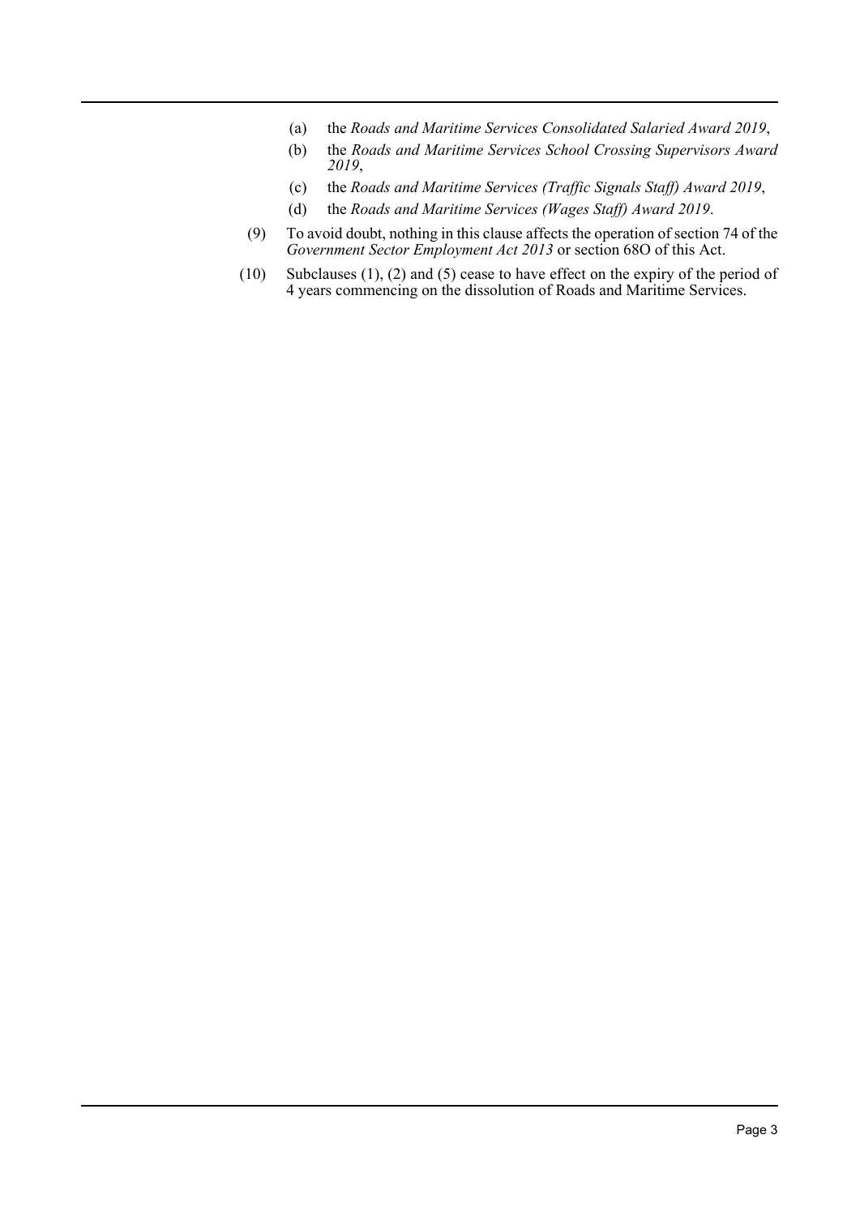(a) the *Roads and Maritime Services Consolidated Salaried Award 2019*,

(b) the *Roads and Maritime Services School Crossing Supervisors Award 2019*,

(c) the *Roads and Maritime Services (Traffic Signals Staff) Award 2019*,

(d) the *Roads and Maritime Services (Wages Staff) Award 2019*.

(9) To avoid doubt, nothing in this clause affects the operation of section 74 of the *Government Sector Employment Act 2013* or section 68O of this Act.

(10) Subclauses (1), (2) and (5) cease to have effect on the expiry of the period of 4 years commencing on the dissolution of Roads and Maritime Services.